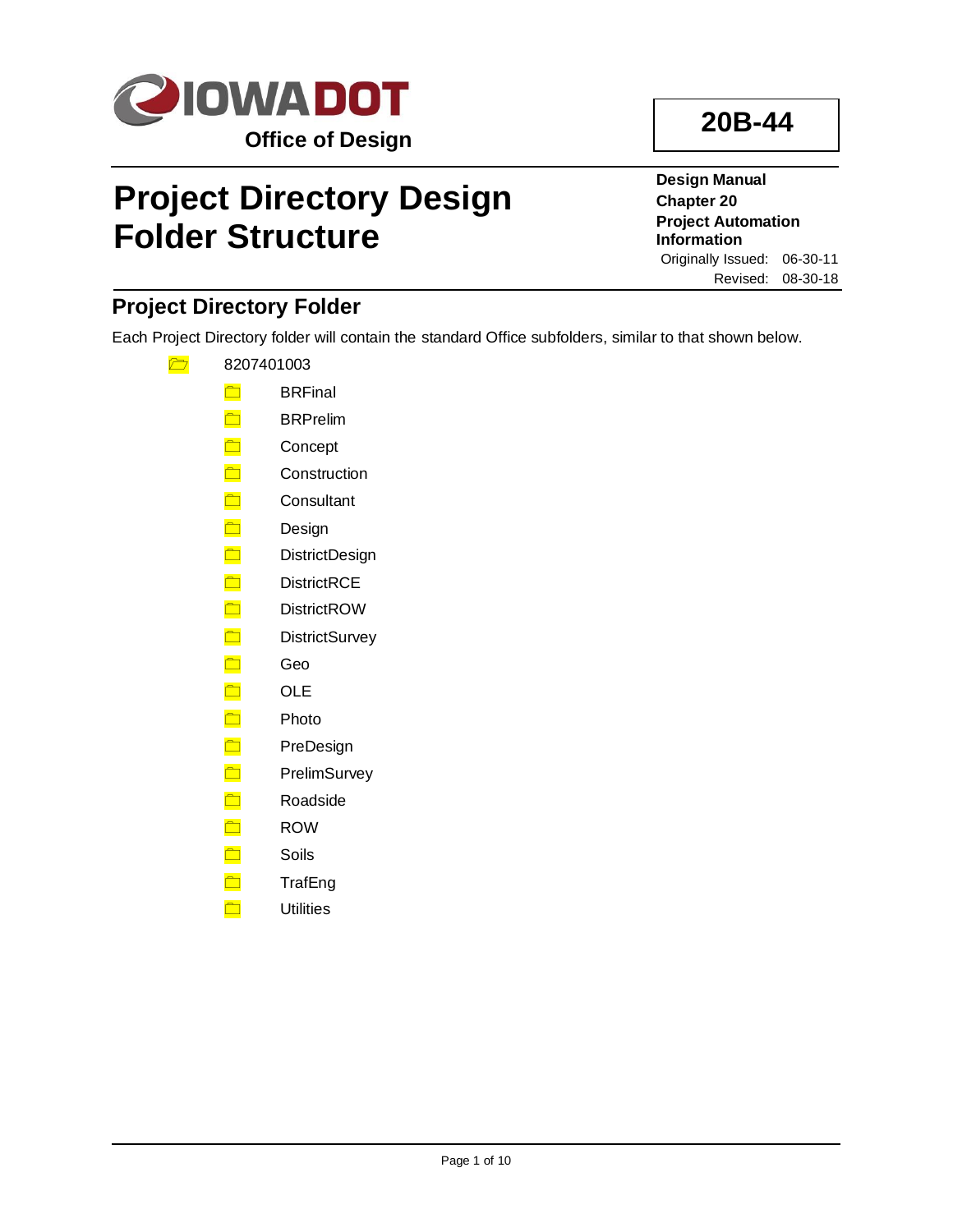Office of Design

**20B-44**

# Project Directory Design Folder Structure

**Design Manual**
**Chapter 20**
**Project Automation Information**

Originally Issued: 06-30-11
Revised: 08-30-18

## Project Directory Folder

Each Project Directory folder will contain the standard Office subfolders, similar to that shown below.

- 8207401003
  - BRFinal
  - BRPrelim
  - Concept
  - Construction
  - Consultant
  - Design
  - DistrictDesign
  - DistrictRCE
  - DistrictROW
  - DistrictSurvey
  - Geo
  - OLE
  - Photo
  - PreDesign
  - PrelimSurvey
  - Roadside
  - ROW
  - Soils
  - TrafEng
  - Utilities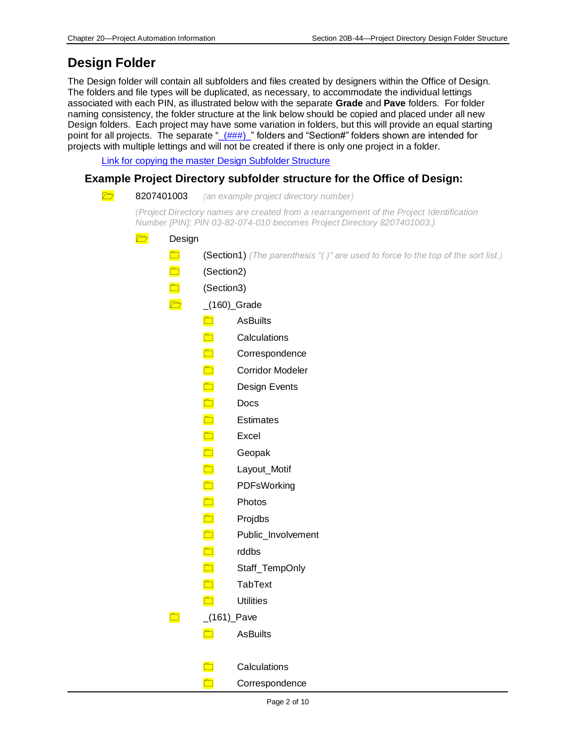# Design Folder

The Design folder will contain all subfolders and files created by designers within the Office of Design. The folders and file types will be duplicated, as necessary, to accommodate the individual lettings associated with each PIN, as illustrated below with the separate **Grade** and **Pave** folders. For folder naming consistency, the folder structure at the link below should be copied and placed under all new Design folders. Each project may have some variation in folders, but this will provide an equal starting point for all projects. The separate "_(###)_" folders and "Section#" folders shown are intended for projects with multiple lettings and will not be created if there is only one project in a folder.

[Link for copying the master Design Subfolder Structure]()

## Example Project Directory subfolder structure for the Office of Design:

- 8207401003 *(an example project directory number)*

  *(Project Directory names are created from a rearrangement of the Project Identification Number [PIN]; PIN 03-82-074-010 becomes Project Directory 8207401003.)*

  - Design
    - (Section1) *(The parenthesis "( )" are used to force to the top of the sort list.)*
    - (Section2)
    - (Section3)
    - _(160)_Grade
      - AsBuilts
      - Calculations
      - Correspondence
      - Corridor Modeler
      - Design Events
      - Docs
      - Estimates
      - Excel
      - Geopak
      - Layout_Motif
      - PDFsWorking
      - Photos
      - Projdbs
      - Public_Involvement
      - rddbs
      - Staff_TempOnly
      - TabText
      - Utilities
    - _(161)_Pave
      - AsBuilts
      - Calculations
      - Correspondence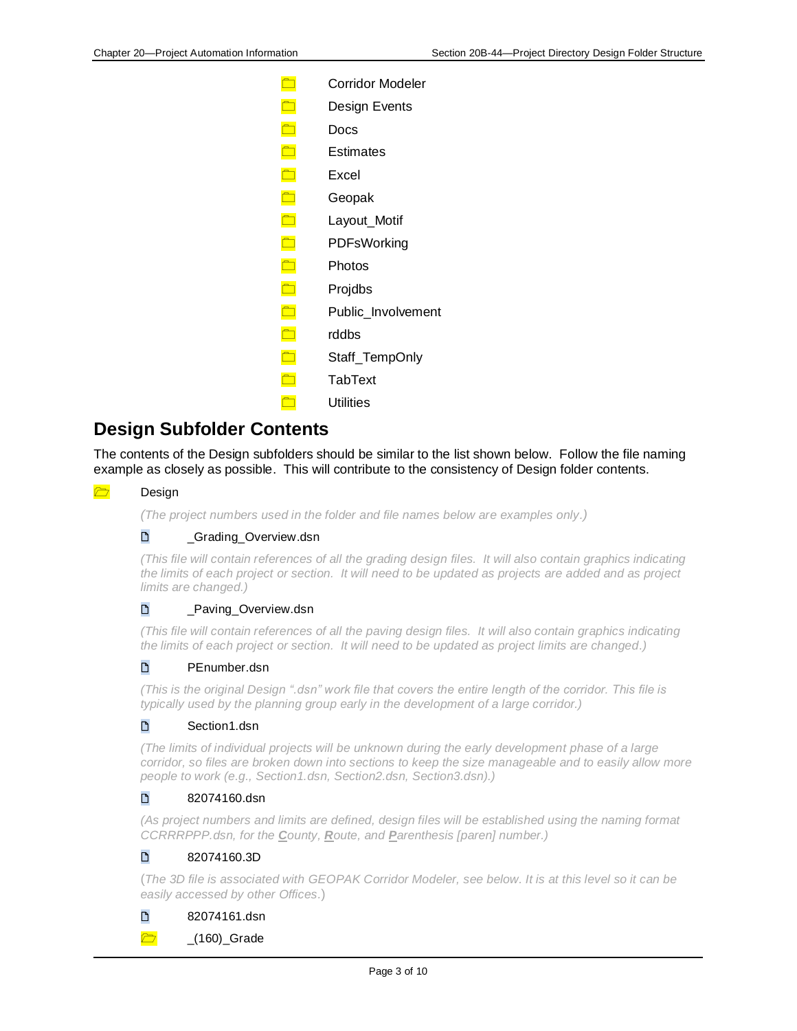- Corridor Modeler
- Design Events
- Docs
- Estimates
- Excel
- Geopak
- Layout_Motif
- PDFsWorking
- Photos
- Projdbs
- Public_Involvement
- rddbs
- Staff_TempOnly
- TabText
- Utilities

## Design Subfolder Contents

The contents of the Design subfolders should be similar to the list shown below. Follow the file naming example as closely as possible. This will contribute to the consistency of Design folder contents.

Design

*(The project numbers used in the folder and file names below are examples only.)*

- _Grading_Overview.dsn

  *(This file will contain references of all the grading design files. It will also contain graphics indicating the limits of each project or section. It will need to be updated as projects are added and as project limits are changed.)*

- _Paving_Overview.dsn

  *(This file will contain references of all the paving design files. It will also contain graphics indicating the limits of each project or section. It will need to be updated as project limits are changed.)*

- PEnumber.dsn

  *(This is the original Design ".dsn" work file that covers the entire length of the corridor. This file is typically used by the planning group early in the development of a large corridor.)*

- Section1.dsn

  *(The limits of individual projects will be unknown during the early development phase of a large corridor, so files are broken down into sections to keep the size manageable and to easily allow more people to work (e.g., Section1.dsn, Section2.dsn, Section3.dsn).)*

- 82074160.dsn

  *(As project numbers and limits are defined, design files will be established using the naming format CCRRRPPP.dsn, for the **C**ounty, **R**oute, and **P**arenthesis [paren] number.)*

- 82074160.3D

  (*The 3D file is associated with GEOPAK Corridor Modeler, see below. It is at this level so it can be easily accessed by other Offices.*)

- 82074161.dsn
- _(160)_Grade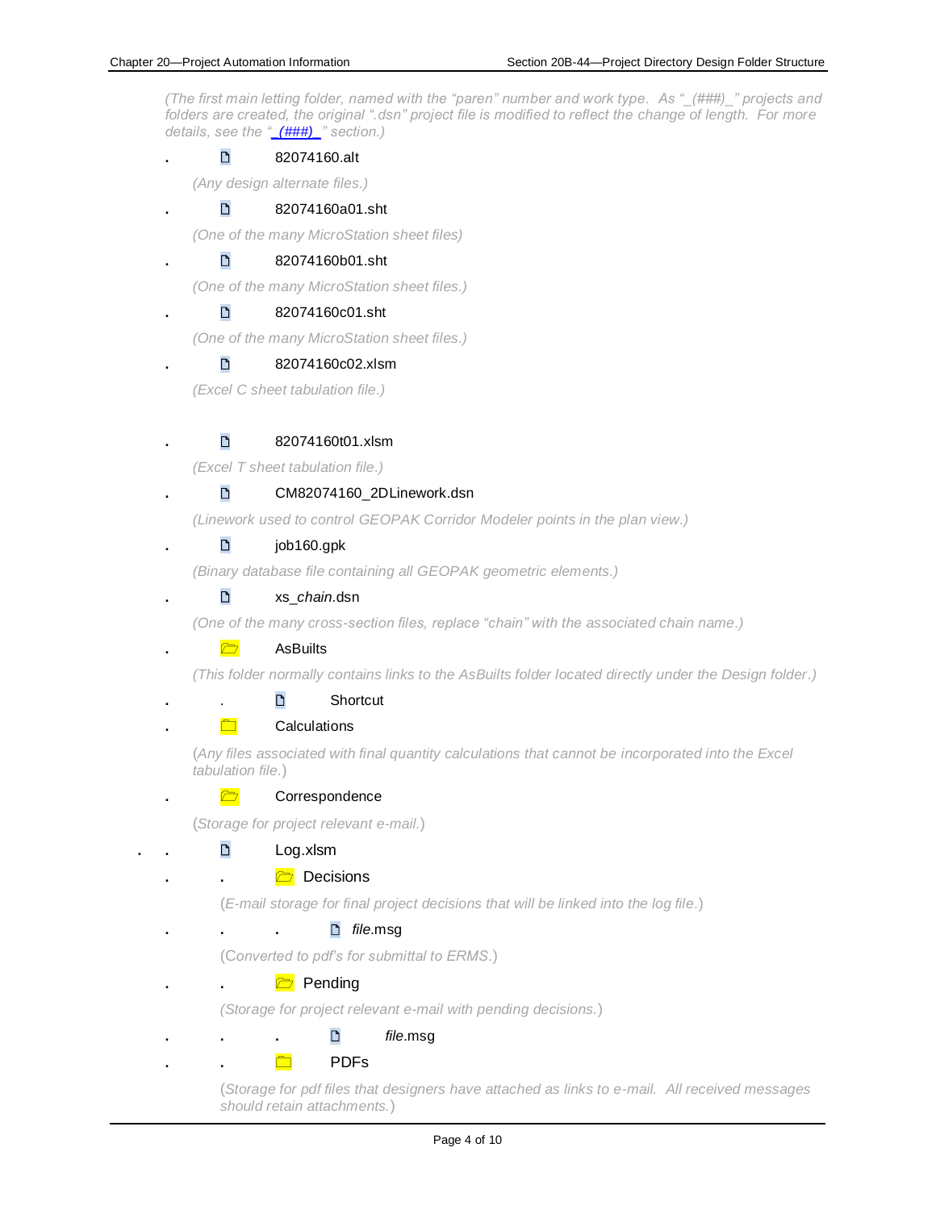*(The first main letting folder, named with the "paren" number and work type. As "_(###)_" projects and folders are created, the original ".dsn" project file is modified to reflect the change of length. For more details, see the "_(###)_" section.)*

- 82074160.alt

  *(Any design alternate files.)*

- 82074160a01.sht

  *(One of the many MicroStation sheet files)*

- 82074160b01.sht

  *(One of the many MicroStation sheet files.)*

- 82074160c01.sht

  *(One of the many MicroStation sheet files.)*

- 82074160c02.xlsm

  *(Excel C sheet tabulation file.)*

- 82074160t01.xlsm

  *(Excel T sheet tabulation file.)*

- CM82074160_2DLinework.dsn

  *(Linework used to control GEOPAK Corridor Modeler points in the plan view.)*

- job160.gpk

  *(Binary database file containing all GEOPAK geometric elements.)*

- xs_*chain*.dsn

  *(One of the many cross-section files, replace "chain" with the associated chain name.)*

- AsBuilts

  *(This folder normally contains links to the AsBuilts folder located directly under the Design folder.)*

  - Shortcut

- Calculations

  (*Any files associated with final quantity calculations that cannot be incorporated into the Excel tabulation file.*)

- Correspondence

  (*Storage for project relevant e-mail.*)

  - Log.xlsm
  - Decisions

    (*E-mail storage for final project decisions that will be linked into the log file.*)

    - *file*.msg

      (*Converted to pdf's for submittal to ERMS.*)

  - Pending

    (*Storage for project relevant e-mail with pending decisions.*)

    - *file*.msg

  - PDFs

    (*Storage for pdf files that designers have attached as links to e-mail. All received messages should retain attachments.*)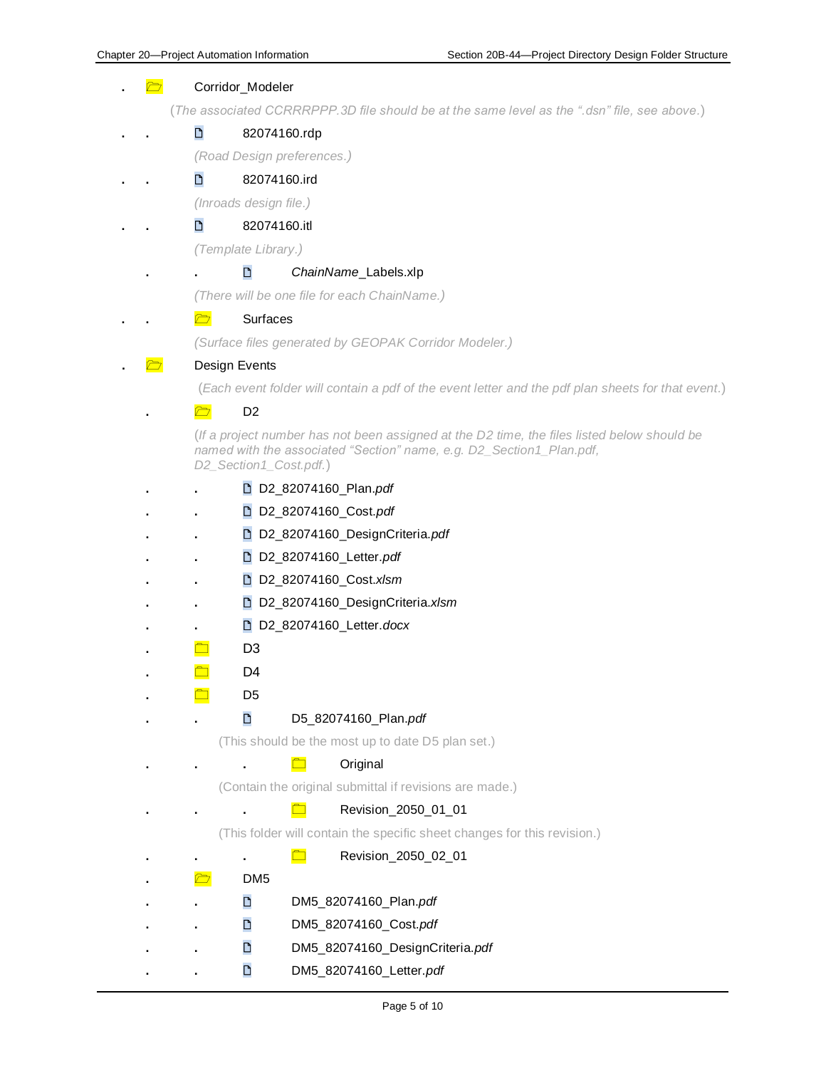- Corridor_Modeler

  (*The associated CCRRRPPP.3D file should be at the same level as the ".dsn" file, see above.*)

  - 82074160.rdp

    *(Road Design preferences.)*

  - 82074160.ird

    *(Inroads design file.)*

  - 82074160.itl

    *(Template Library.)*

    - *ChainName*_Labels.xlp

    *(There will be one file for each ChainName.)*

  - Surfaces

    *(Surface files generated by GEOPAK Corridor Modeler.)*

- Design Events

  (*Each event folder will contain a pdf of the event letter and the pdf plan sheets for that event.*)

  - D2

    (*If a project number has not been assigned at the D2 time, the files listed below should be named with the associated "Section" name, e.g. D2_Section1_Plan.pdf, D2_Section1_Cost.pdf.*)

    - D2_82074160_Plan.*pdf*
    - D2_82074160_Cost.*pdf*
    - D2_82074160_DesignCriteria.*pdf*
    - D2_82074160_Letter.*pdf*
    - D2_82074160_Cost.*xlsm*
    - D2_82074160_DesignCriteria.*xlsm*
    - D2_82074160_Letter.*docx*
  - D3
  - D4
  - D5
    - D5_82074160_Plan.*pdf*

      (This should be the most up to date D5 plan set.)

      - Original

      (Contain the original submittal if revisions are made.)

      - Revision_2050_01_01

      (This folder will contain the specific sheet changes for this revision.)

      - Revision_2050_02_01
  - DM5
    - DM5_82074160_Plan.*pdf*
    - DM5_82074160_Cost.*pdf*
    - DM5_82074160_DesignCriteria.*pdf*
    - DM5_82074160_Letter.*pdf*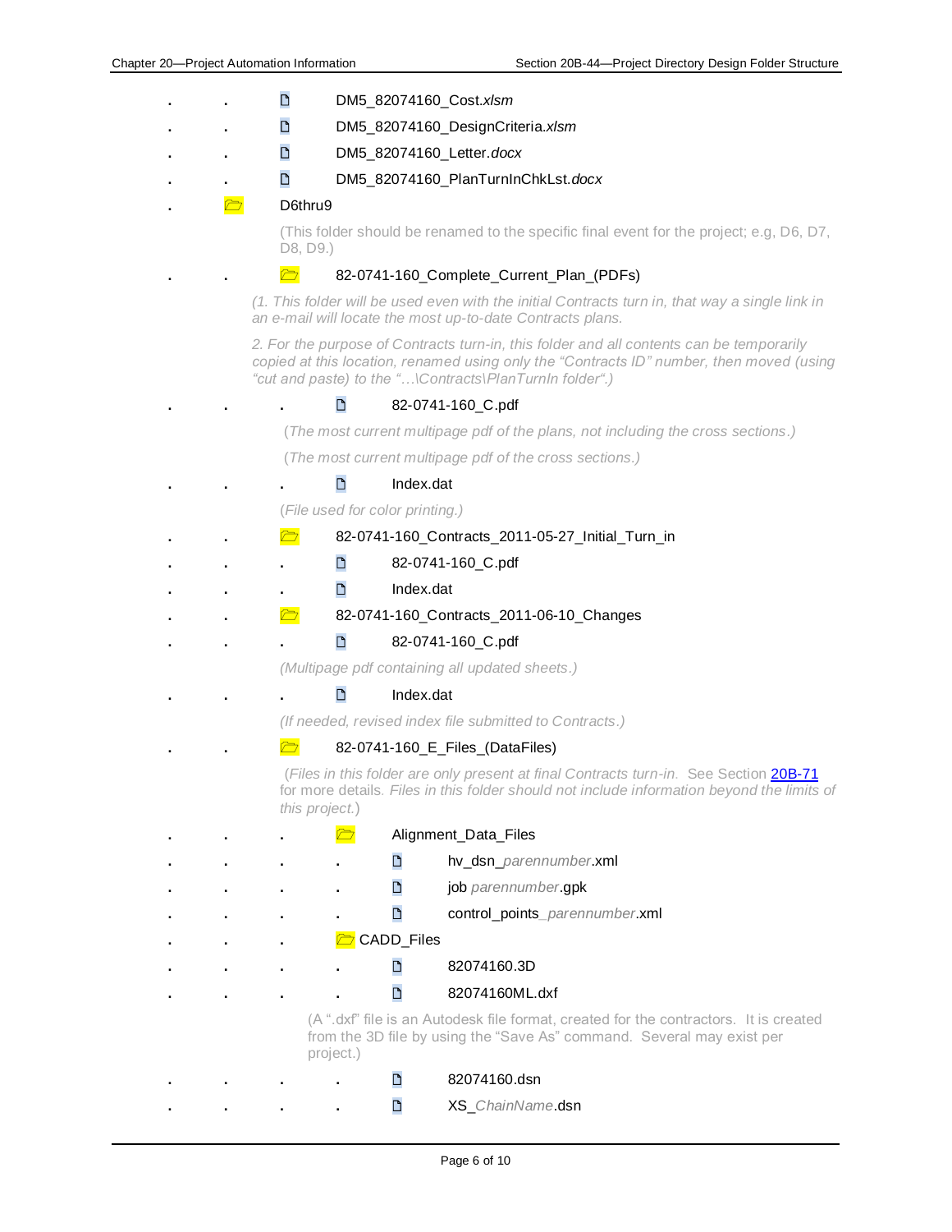. . DM5_82074160_Cost.*xlsm*

. . DM5_82074160_DesignCriteria.*xlsm*

. . DM5_82074160_Letter.*docx*

. . DM5_82074160_PlanTurnInChkLst.*docx*

. D6thru9

(This folder should be renamed to the specific final event for the project; e.g, D6, D7, D8, D9.)

. . 82-0741-160_Complete_Current_Plan_(PDFs)

*(1. This folder will be used even with the initial Contracts turn in, that way a single link in an e-mail will locate the most up-to-date Contracts plans.*

*2. For the purpose of Contracts turn-in, this folder and all contents can be temporarily copied at this location, renamed using only the "Contracts ID" number, then moved (using "cut and paste) to the "…\Contracts\PlanTurnIn folder".)*

. . . 82-0741-160_C.pdf

(*The most current multipage pdf of the plans, not including the cross sections.*)

(*The most current multipage pdf of the cross sections.*)

. . . Index.dat

(*File used for color printing.*)

. . 82-0741-160_Contracts_2011-05-27_Initial_Turn_in

. . . 82-0741-160_C.pdf

. . . Index.dat

. . 82-0741-160_Contracts_2011-06-10_Changes

. . . 82-0741-160_C.pdf

*(Multipage pdf containing all updated sheets.)*

. . . Index.dat

*(If needed, revised index file submitted to Contracts.)*

. . 82-0741-160_E_Files_(DataFiles)

(*Files in this folder are only present at final Contracts turn-in.* See Section 20B-71 for more details. *Files in this folder should not include information beyond the limits of this project.*)

. . . Alignment_Data_Files

. . . . hv_dsn_*parennumber*.xml

. . . . job *parennumber*.gpk

. . . . control_points_*parennumber*.xml

. . . CADD_Files

. . . . 82074160.3D

. . . . 82074160ML.dxf

(A ".dxf" file is an Autodesk file format, created for the contractors. It is created from the 3D file by using the "Save As" command. Several may exist per project.)

. . . . 82074160.dsn

. . . . XS_*ChainName*.dsn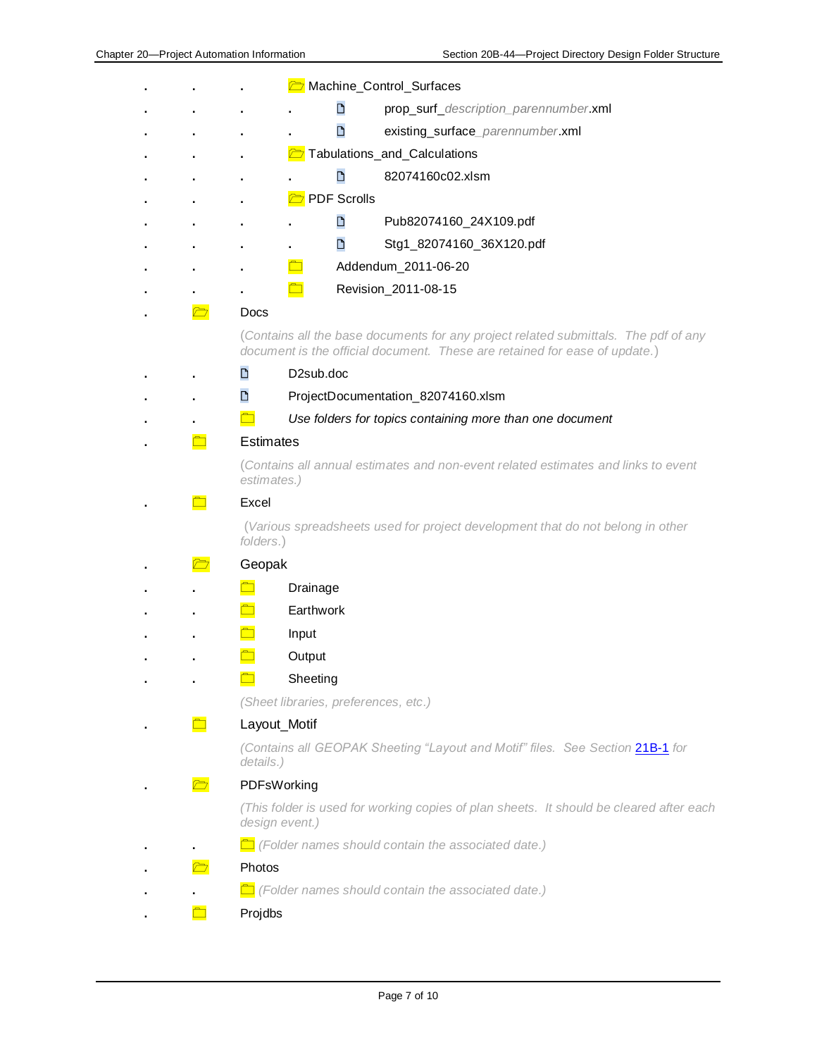- . . . 📂 Machine_Control_Surfaces
  - . . . . 🗋 prop_surf_*description_parennumber*.xml
  - . . . . 🗋 existing_surface_*parennumber*.xml
- . . . 📂 Tabulations_and_Calculations
  - . . . . 🗋 82074160c02.xlsm
- . . . 📂 PDF Scrolls
  - . . . . 🗋 Pub82074160_24X109.pdf
  - . . . . 🗋 Stg1_82074160_36X120.pdf
- . . . 📁 Addendum_2011-06-20
- . . . 📁 Revision_2011-08-15
- . 📂 Docs

  *(Contains all the base documents for any project related submittals. The pdf of any document is the official document. These are retained for ease of update.)*

  - . . 🗋 D2sub.doc
  - . . 🗋 ProjectDocumentation_82074160.xlsm
  - . . 📁 *Use folders for topics containing more than one document*
- . 📁 Estimates

  *(Contains all annual estimates and non-event related estimates and links to event estimates.)*

- . 📁 Excel

  *(Various spreadsheets used for project development that do not belong in other folders.)*

- . 📂 Geopak
  - . . 📁 Drainage
  - . . 📁 Earthwork
  - . . 📁 Input
  - . . 📁 Output
  - . . 📁 Sheeting

  *(Sheet libraries, preferences, etc.)*

- . 📁 Layout_Motif

  *(Contains all GEOPAK Sheeting "Layout and Motif" files. See Section 21B-1 for details.)*

- . 📂 PDFsWorking

  *(This folder is used for working copies of plan sheets. It should be cleared after each design event.)*

  - . . 📁 *(Folder names should contain the associated date.)*
- . 📂 Photos
  - . . 📁 *(Folder names should contain the associated date.)*
- . 📁 Projdbs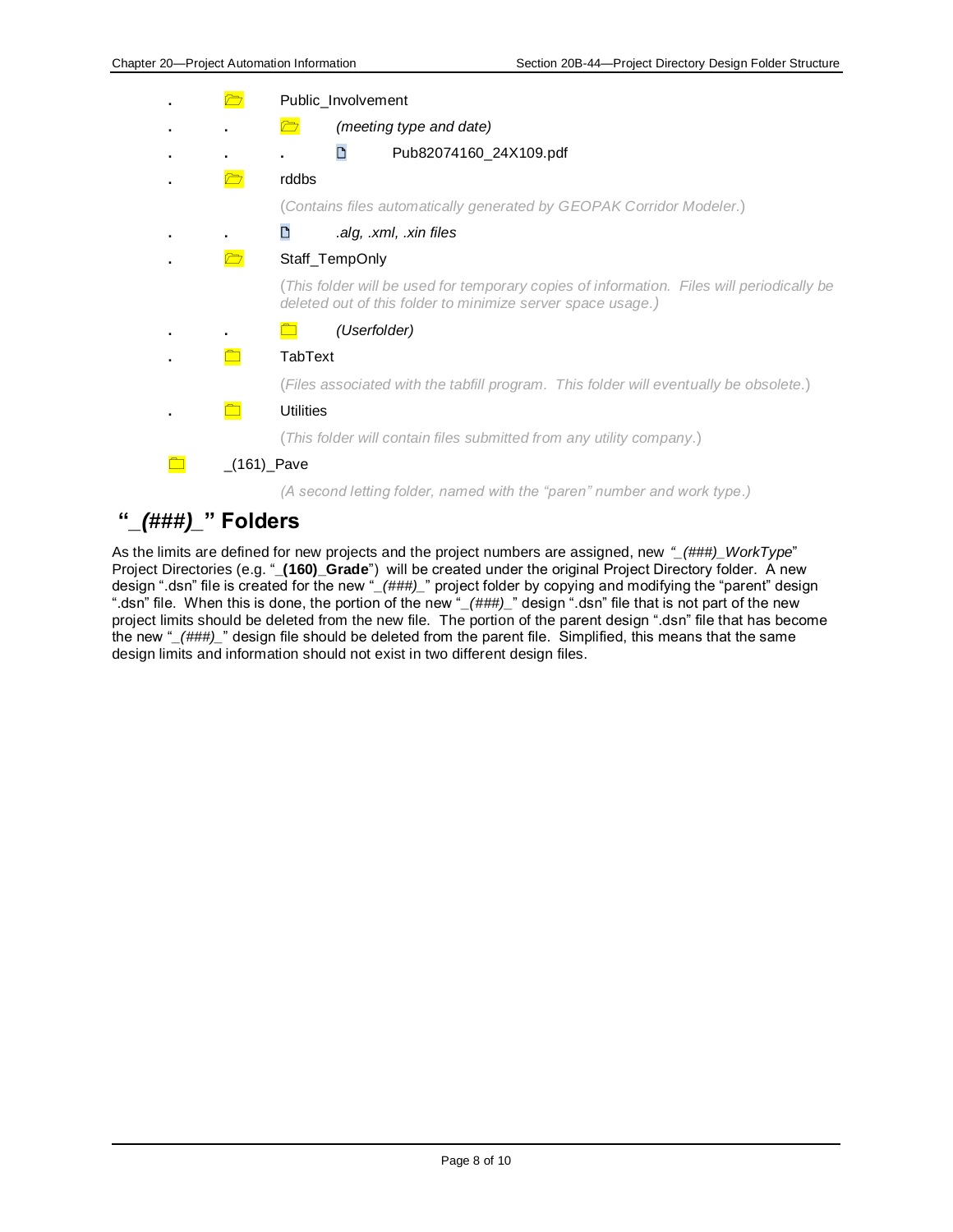. Public_Involvement

. . *(meeting type and date)*

. . . Pub82074160_24X109.pdf

. rddbs

(*Contains files automatically generated by GEOPAK Corridor Modeler.*)

. . *.alg, .xml, .xin files*

. Staff_TempOnly

(*This folder will be used for temporary copies of information. Files will periodically be deleted out of this folder to minimize server space usage.)*

. . *(Userfolder)*

. TabText

(*Files associated with the tabfill program. This folder will eventually be obsolete.*)

. Utilities

(*This folder will contain files submitted from any utility company.*)

_(161)_Pave

*(A second letting folder, named with the "paren" number and work type.)*

## "*_(###)_*" Folders

As the limits are defined for new projects and the project numbers are assigned, new *"_(###)_WorkType*" Project Directories (e.g. "**_(160)_Grade**") will be created under the original Project Directory folder. A new design ".dsn" file is created for the new "*_(###)_*" project folder by copying and modifying the "parent" design ".dsn" file. When this is done, the portion of the new "*_(###)_*" design ".dsn" file that is not part of the new project limits should be deleted from the new file. The portion of the parent design ".dsn" file that has become the new "*_(###)_*" design file should be deleted from the parent file. Simplified, this means that the same design limits and information should not exist in two different design files.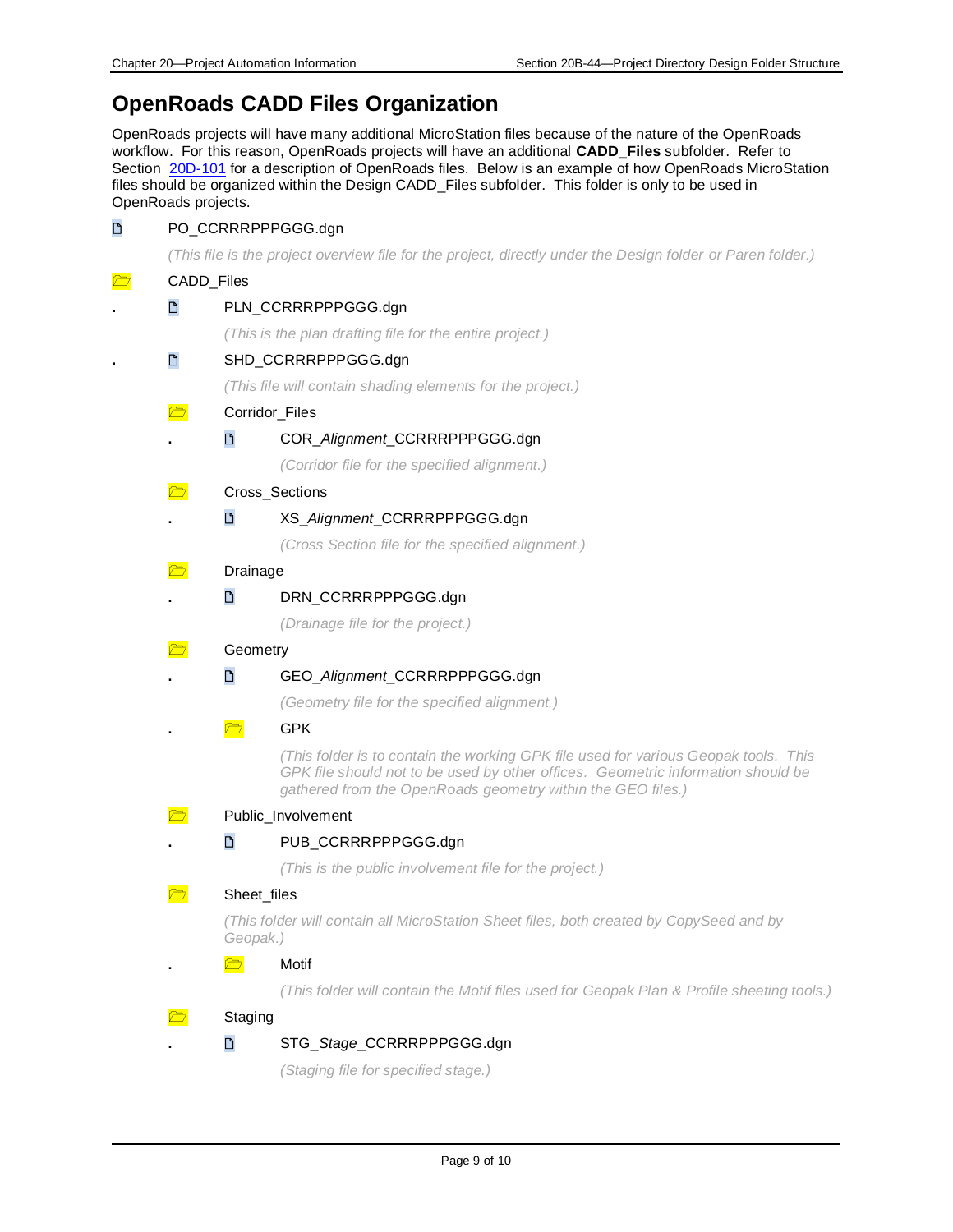# OpenRoads CADD Files Organization

OpenRoads projects will have many additional MicroStation files because of the nature of the OpenRoads workflow. For this reason, OpenRoads projects will have an additional **CADD_Files** subfolder. Refer to Section 20D-101 for a description of OpenRoads files. Below is an example of how OpenRoads MicroStation files should be organized within the Design CADD_Files subfolder. This folder is only to be used in OpenRoads projects.

- PO_CCRRRPPPGGG.dgn

  *(This file is the project overview file for the project, directly under the Design folder or Paren folder.)*

- CADD_Files
  - PLN_CCRRRPPPGGG.dgn

    *(This is the plan drafting file for the entire project.)*

  - SHD_CCRRRPPPGGG.dgn

    *(This file will contain shading elements for the project.)*

  - Corridor_Files
    - COR_*Alignment*_CCRRRPPPGGG.dgn

      *(Corridor file for the specified alignment.)*

  - Cross_Sections
    - XS_*Alignment*_CCRRRPPPGGG.dgn

      *(Cross Section file for the specified alignment.)*

  - Drainage
    - DRN_CCRRRPPPGGG.dgn

      *(Drainage file for the project.)*

  - Geometry
    - GEO_*Alignment*_CCRRRPPPGGG.dgn

      *(Geometry file for the specified alignment.)*

    - GPK

      *(This folder is to contain the working GPK file used for various Geopak tools. This GPK file should not to be used by other offices. Geometric information should be gathered from the OpenRoads geometry within the GEO files.)*

  - Public_Involvement
    - PUB_CCRRRPPPGGG.dgn

      *(This is the public involvement file for the project.)*

  - Sheet_files

    *(This folder will contain all MicroStation Sheet files, both created by CopySeed and by Geopak.)*

    - Motif

      *(This folder will contain the Motif files used for Geopak Plan & Profile sheeting tools.)*

  - Staging
    - STG_*Stage*_CCRRRPPPGGG.dgn

      *(Staging file for specified stage.)*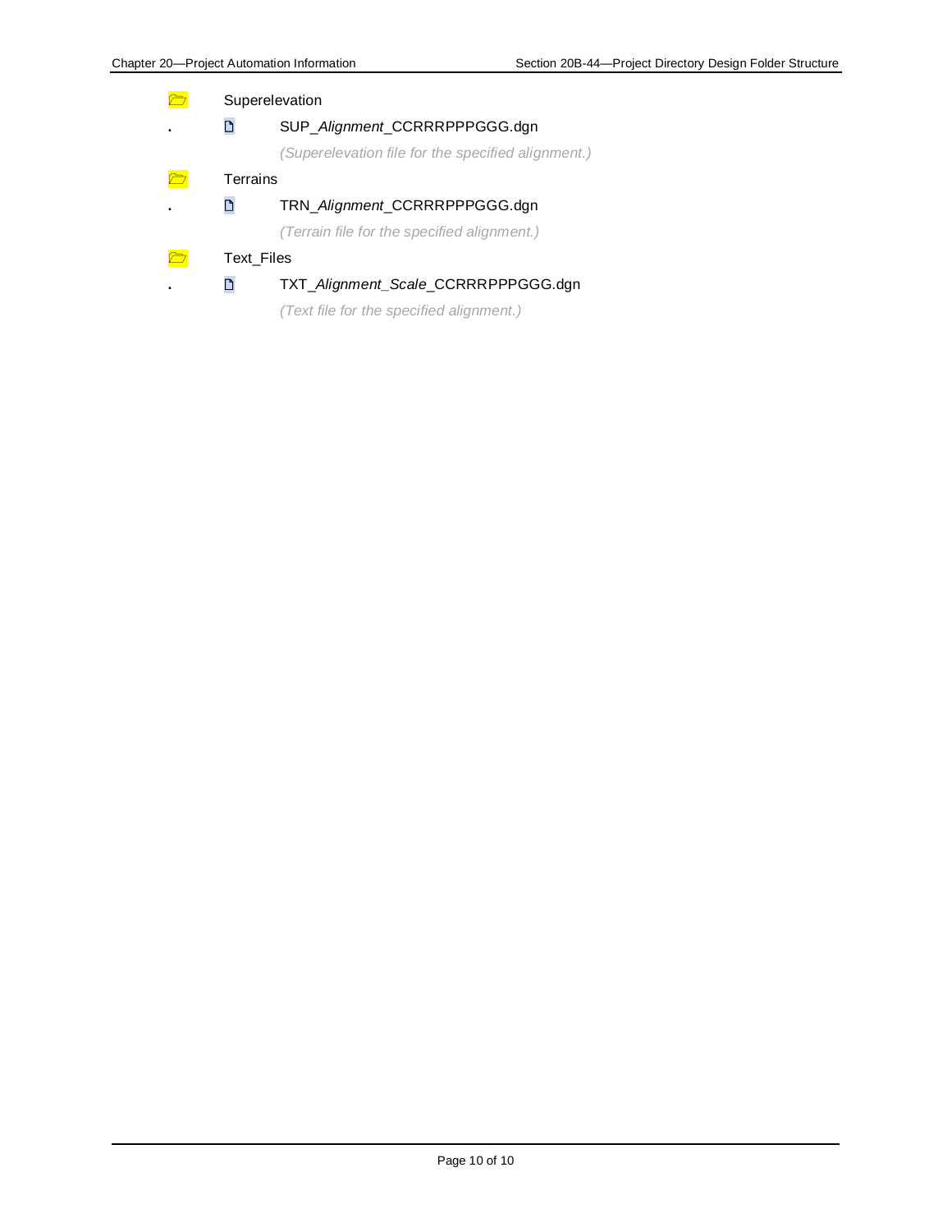- Superelevation
    - SUP_*Alignment*_CCRRRPPPGGG.dgn

      *(Superelevation file for the specified alignment.)*

- Terrains
    - TRN_*Alignment*_CCRRRPPPGGG.dgn

      *(Terrain file for the specified alignment.)*

- Text_Files
    - TXT_*Alignment*_*Scale*_CCRRRPPPGGG.dgn

      *(Text file for the specified alignment.)*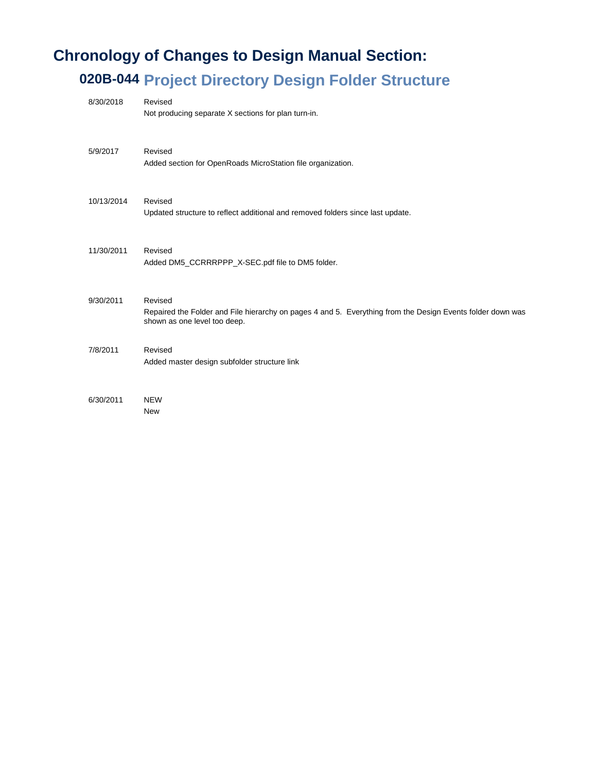# Chronology of Changes to Design Manual Section:

## 020B-044 Project Directory Design Folder Structure

8/30/2018 Revised
Not producing separate X sections for plan turn-in.

5/9/2017 Revised
Added section for OpenRoads MicroStation file organization.

10/13/2014 Revised
Updated structure to reflect additional and removed folders since last update.

11/30/2011 Revised
Added DM5_CCRRRPPP_X-SEC.pdf file to DM5 folder.

9/30/2011 Revised
Repaired the Folder and File hierarchy on pages 4 and 5. Everything from the Design Events folder down was shown as one level too deep.

7/8/2011 Revised
Added master design subfolder structure link

6/30/2011 NEW
New